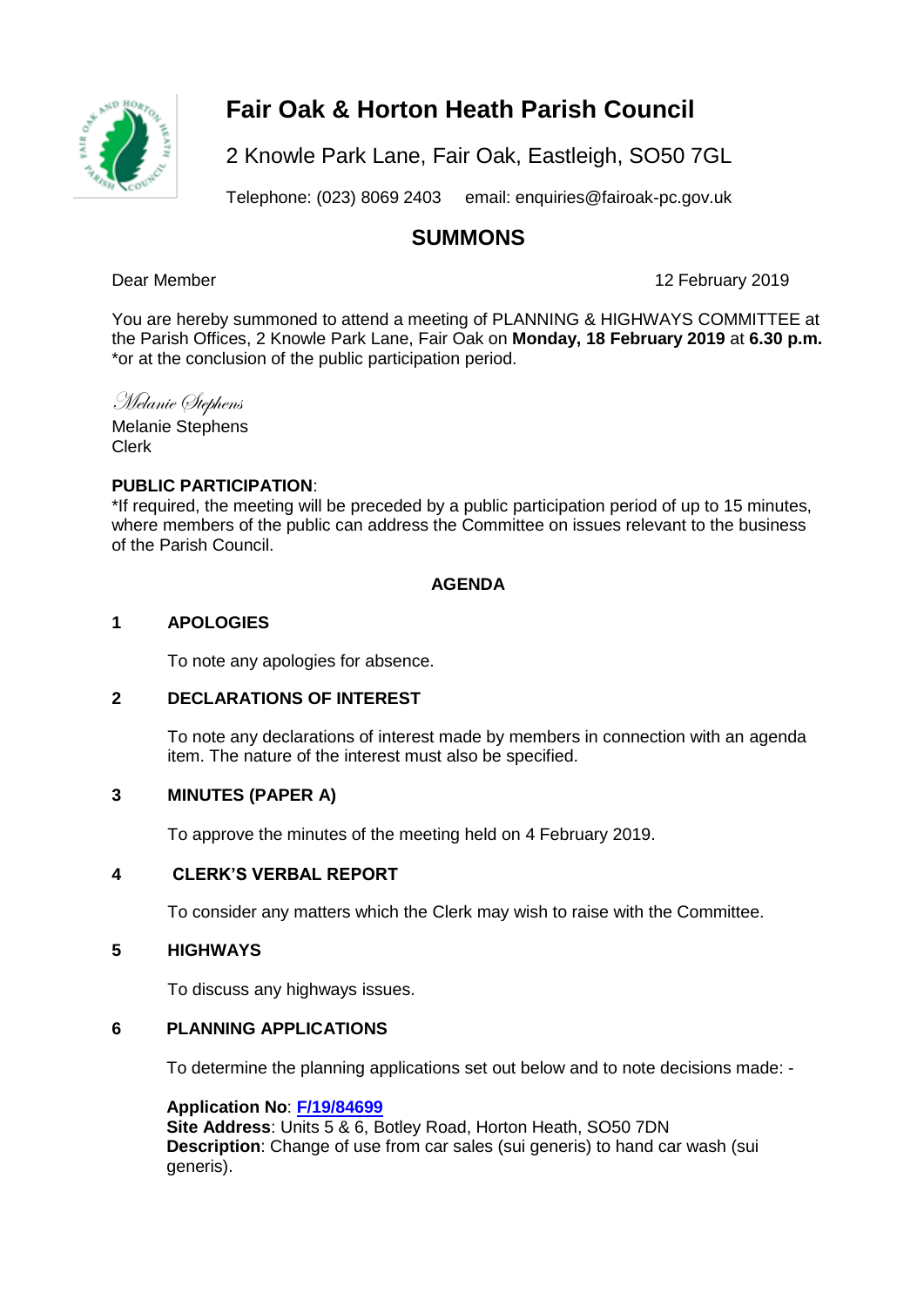# Fair Oak & Horton Heath Parish Council

2 Knowle Park Lane, Fair Oak, Eastleigh, SO50 7GL

Telephone: (023) 8069 2403 email: enquiries@fairoak-pc.gov.uk

## SUMMONS

Dear Member

12 February 2019

You are hereby summoned to attend a meeting of PLANNING & HIGHWAYS COMMITTEE at the Parish Offices, 2 Knowle Park Lane, Fair Oak on **Monday, 18 February 2019** at **6.30 p.m.** *or at the conclusion of the public participation period.

*Melanie Stephens*

Melanie Stephens
Clerk

**PUBLIC PARTICIPATION**:
*If required, the meeting will be preceded by a public participation period of up to 15 minutes, where members of the public can address the Committee on issues relevant to the business of the Parish Council.

### AGENDA

**1 APOLOGIES**

To note any apologies for absence.

**2 DECLARATIONS OF INTEREST**

To note any declarations of interest made by members in connection with an agenda item. The nature of the interest must also be specified.

**3 MINUTES (PAPER A)**

To approve the minutes of the meeting held on 4 February 2019.

**4 CLERK'S VERBAL REPORT**

To consider any matters which the Clerk may wish to raise with the Committee.

**5 HIGHWAYS**

To discuss any highways issues.

**6 PLANNING APPLICATIONS**

To determine the planning applications set out below and to note decisions made: -

**Application No**: **F/19/84699**
**Site Address**: Units 5 & 6, Botley Road, Horton Heath, SO50 7DN
**Description**: Change of use from car sales (sui generis) to hand car wash (sui generis).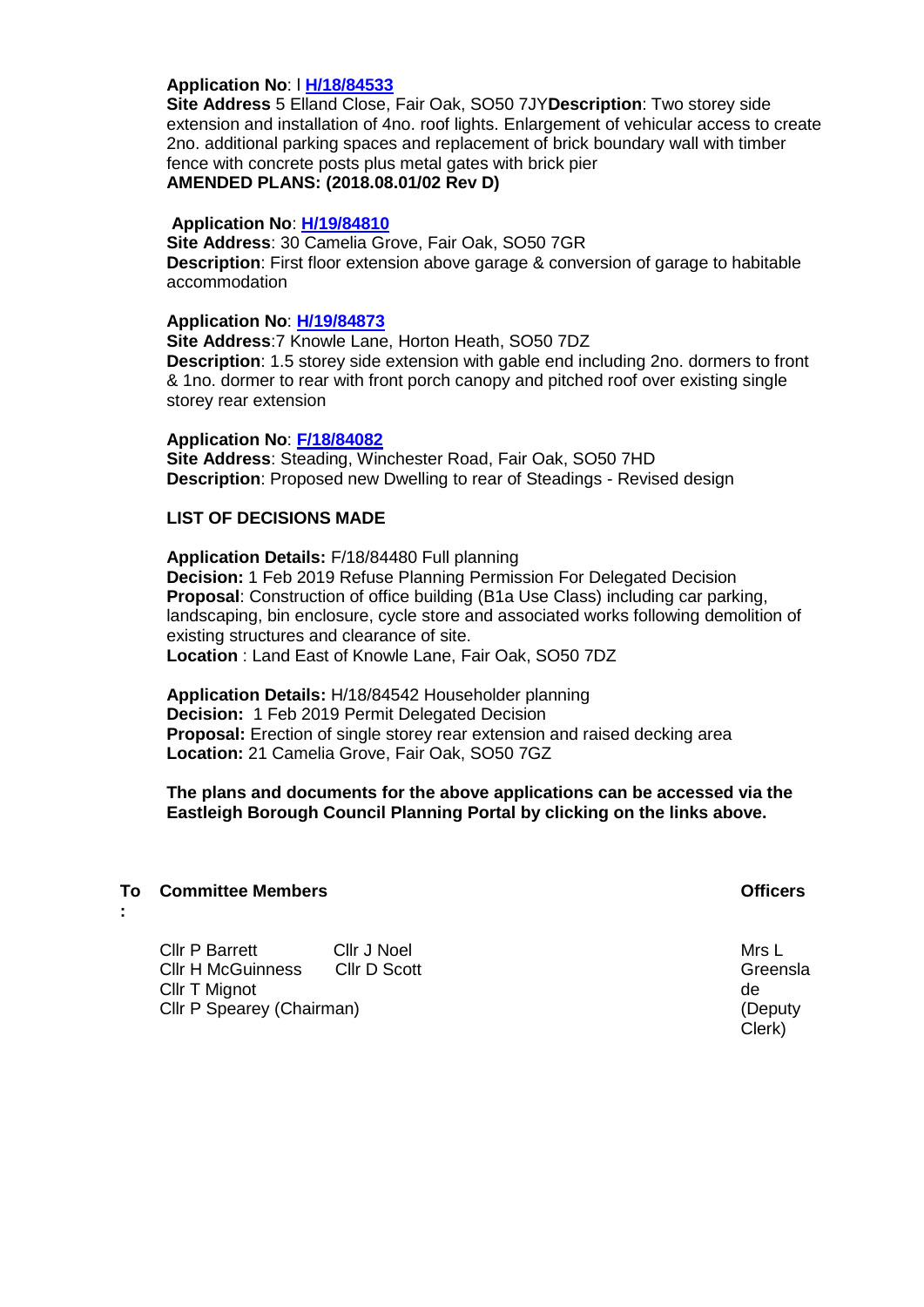**Application No**: l **H/18/84533**
**Site Address** 5 Elland Close, Fair Oak, SO50 7JY**Description**: Two storey side extension and installation of 4no. roof lights. Enlargement of vehicular access to create 2no. additional parking spaces and replacement of brick boundary wall with timber fence with concrete posts plus metal gates with brick pier
**AMENDED PLANS: (2018.08.01/02 Rev D)**

**Application No**: **H/19/84810**
**Site Address**: 30 Camelia Grove, Fair Oak, SO50 7GR
**Description**: First floor extension above garage & conversion of garage to habitable accommodation

**Application No**: **H/19/84873**
**Site Address**:7 Knowle Lane, Horton Heath, SO50 7DZ
**Description**: 1.5 storey side extension with gable end including 2no. dormers to front & 1no. dormer to rear with front porch canopy and pitched roof over existing single storey rear extension

**Application No**: **F/18/84082**
**Site Address**: Steading, Winchester Road, Fair Oak, SO50 7HD
**Description**: Proposed new Dwelling to rear of Steadings - Revised design

**LIST OF DECISIONS MADE**

**Application Details:** F/18/84480 Full planning
**Decision:** 1 Feb 2019 Refuse Planning Permission For Delegated Decision
**Proposal**: Construction of office building (B1a Use Class) including car parking, landscaping, bin enclosure, cycle store and associated works following demolition of existing structures and clearance of site.
**Location** : Land East of Knowle Lane, Fair Oak, SO50 7DZ

**Application Details:** H/18/84542 Householder planning
**Decision:** 1 Feb 2019 Permit Delegated Decision
**Proposal:** Erection of single storey rear extension and raised decking area
**Location:** 21 Camelia Grove, Fair Oak, SO50 7GZ

**The plans and documents for the above applications can be accessed via the Eastleigh Borough Council Planning Portal by clicking on the links above.**

**To :** **Committee Members**

Cllr P Barrett
Cllr J Noel
Cllr H McGuinness
Cllr D Scott
Cllr T Mignot
Cllr P Spearey (Chairman)

**Officers**

Mrs L Greenslade (Deputy Clerk)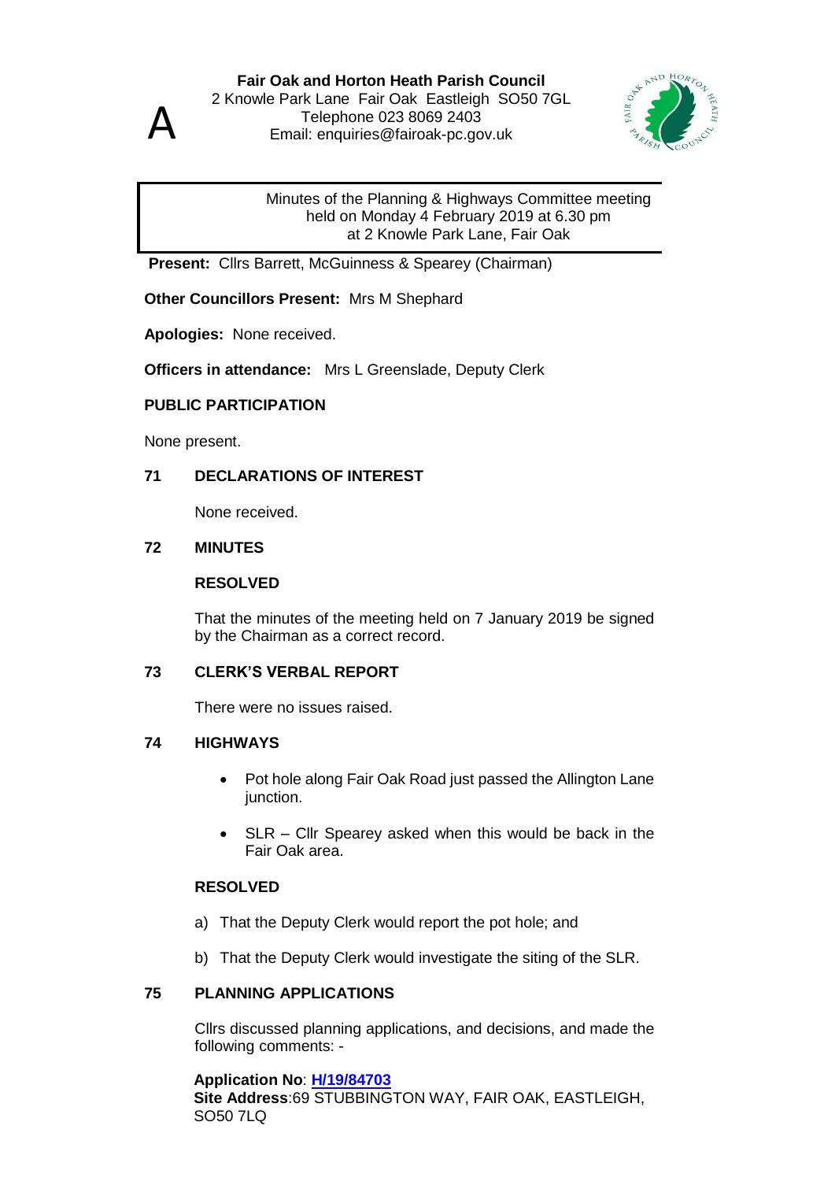A

**Fair Oak and Horton Heath Parish Council**
2 Knowle Park Lane Fair Oak Eastleigh SO50 7GL
Telephone 023 8069 2403
Email: enquiries@fairoak-pc.gov.uk

Minutes of the Planning & Highways Committee meeting
held on Monday 4 February 2019 at 6.30 pm
at 2 Knowle Park Lane, Fair Oak

**Present:** Cllrs Barrett, McGuinness & Spearey (Chairman)

**Other Councillors Present:** Mrs M Shephard

**Apologies:** None received.

**Officers in attendance:** Mrs L Greenslade, Deputy Clerk

**PUBLIC PARTICIPATION**

None present.

**71 DECLARATIONS OF INTEREST**

None received.

**72 MINUTES**

**RESOLVED**

That the minutes of the meeting held on 7 January 2019 be signed by the Chairman as a correct record.

**73 CLERK'S VERBAL REPORT**

There were no issues raised.

**74 HIGHWAYS**

- Pot hole along Fair Oak Road just passed the Allington Lane junction.
- SLR – Cllr Spearey asked when this would be back in the Fair Oak area.

**RESOLVED**

a) That the Deputy Clerk would report the pot hole; and

b) That the Deputy Clerk would investigate the siting of the SLR.

**75 PLANNING APPLICATIONS**

Cllrs discussed planning applications, and decisions, and made the following comments: -

**Application No**: **H/19/84703**
**Site Address**:69 STUBBINGTON WAY, FAIR OAK, EASTLEIGH, SO50 7LQ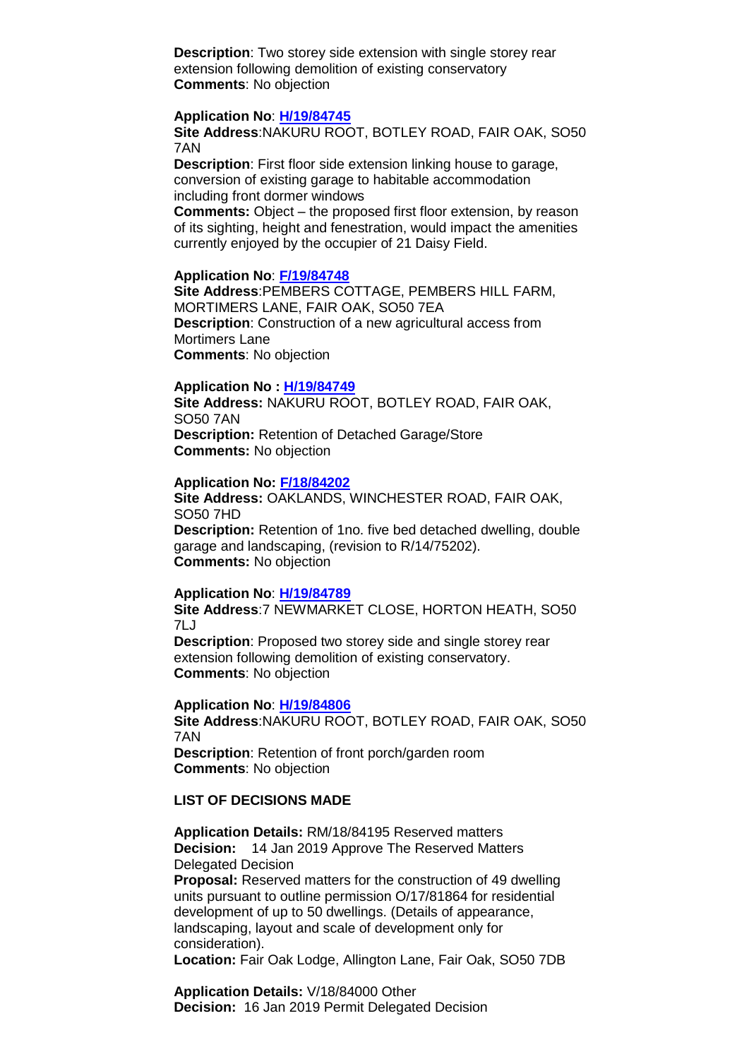**Description**: Two storey side extension with single storey rear extension following demolition of existing conservatory
**Comments**: No objection

**Application No**: **H/19/84745**
**Site Address**:NAKURU ROOT, BOTLEY ROAD, FAIR OAK, SO50 7AN
**Description**: First floor side extension linking house to garage, conversion of existing garage to habitable accommodation including front dormer windows
**Comments:** Object – the proposed first floor extension, by reason of its sighting, height and fenestration, would impact the amenities currently enjoyed by the occupier of 21 Daisy Field.

**Application No**: **F/19/84748**
**Site Address**:PEMBERS COTTAGE, PEMBERS HILL FARM, MORTIMERS LANE, FAIR OAK, SO50 7EA
**Description**: Construction of a new agricultural access from Mortimers Lane
**Comments**: No objection

**Application No : H/19/84749**
**Site Address:** NAKURU ROOT, BOTLEY ROAD, FAIR OAK, SO50 7AN
**Description:** Retention of Detached Garage/Store
**Comments:** No objection

**Application No: F/18/84202**
**Site Address:** OAKLANDS, WINCHESTER ROAD, FAIR OAK, SO50 7HD
**Description:** Retention of 1no. five bed detached dwelling, double garage and landscaping, (revision to R/14/75202).
**Comments:** No objection

**Application No**: **H/19/84789**
**Site Address**:7 NEWMARKET CLOSE, HORTON HEATH, SO50 7LJ
**Description**: Proposed two storey side and single storey rear extension following demolition of existing conservatory.
**Comments**: No objection

**Application No**: **H/19/84806**
**Site Address**:NAKURU ROOT, BOTLEY ROAD, FAIR OAK, SO50 7AN
**Description**: Retention of front porch/garden room
**Comments**: No objection

**LIST OF DECISIONS MADE**

**Application Details:** RM/18/84195 Reserved matters
**Decision:** 14 Jan 2019 Approve The Reserved Matters Delegated Decision
**Proposal:** Reserved matters for the construction of 49 dwelling units pursuant to outline permission O/17/81864 for residential development of up to 50 dwellings. (Details of appearance, landscaping, layout and scale of development only for consideration).
**Location:** Fair Oak Lodge, Allington Lane, Fair Oak, SO50 7DB

**Application Details:** V/18/84000 Other
**Decision:** 16 Jan 2019 Permit Delegated Decision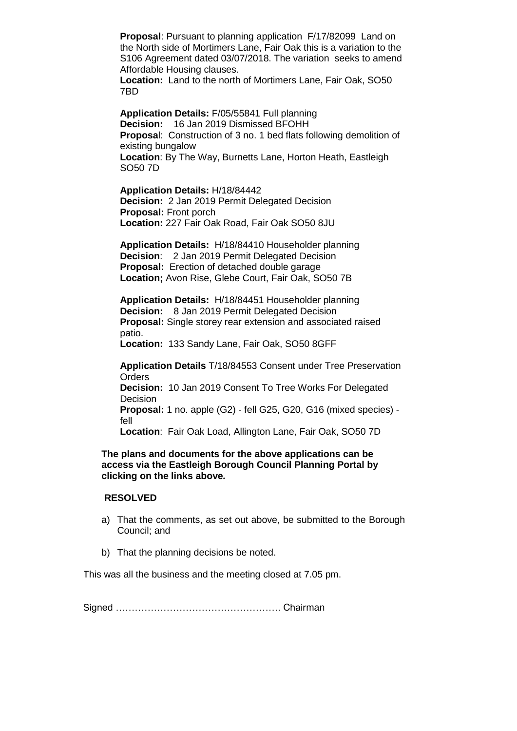**Proposal**: Pursuant to planning application F/17/82099 Land on the North side of Mortimers Lane, Fair Oak this is a variation to the S106 Agreement dated 03/07/2018. The variation seeks to amend Affordable Housing clauses.
**Location:** Land to the north of Mortimers Lane, Fair Oak, SO50 7BD

**Application Details:** F/05/55841 Full planning
**Decision:** 16 Jan 2019 Dismissed BFOHH
**Proposal**: Construction of 3 no. 1 bed flats following demolition of existing bungalow
**Location**: By The Way, Burnetts Lane, Horton Heath, Eastleigh SO50 7D

**Application Details:** H/18/84442
**Decision:** 2 Jan 2019 Permit Delegated Decision
**Proposal:** Front porch
**Location:** 227 Fair Oak Road, Fair Oak SO50 8JU

**Application Details:** H/18/84410 Householder planning
**Decision**: 2 Jan 2019 Permit Delegated Decision
**Proposal:** Erection of detached double garage
**Location;** Avon Rise, Glebe Court, Fair Oak, SO50 7B

**Application Details:** H/18/84451 Householder planning
**Decision:** 8 Jan 2019 Permit Delegated Decision
**Proposal:** Single storey rear extension and associated raised patio.
**Location:** 133 Sandy Lane, Fair Oak, SO50 8GFF

**Application Details** T/18/84553 Consent under Tree Preservation Orders
**Decision:** 10 Jan 2019 Consent To Tree Works For Delegated Decision
**Proposal:** 1 no. apple (G2) - fell G25, G20, G16 (mixed species) - fell
**Location**: Fair Oak Load, Allington Lane, Fair Oak, SO50 7D

**The plans and documents for the above applications can be access via the Eastleigh Borough Council Planning Portal by clicking on the links above.**

**RESOLVED**

a) That the comments, as set out above, be submitted to the Borough Council; and

b) That the planning decisions be noted.

This was all the business and the meeting closed at 7.05 pm.

Signed ……………………………………………. Chairman